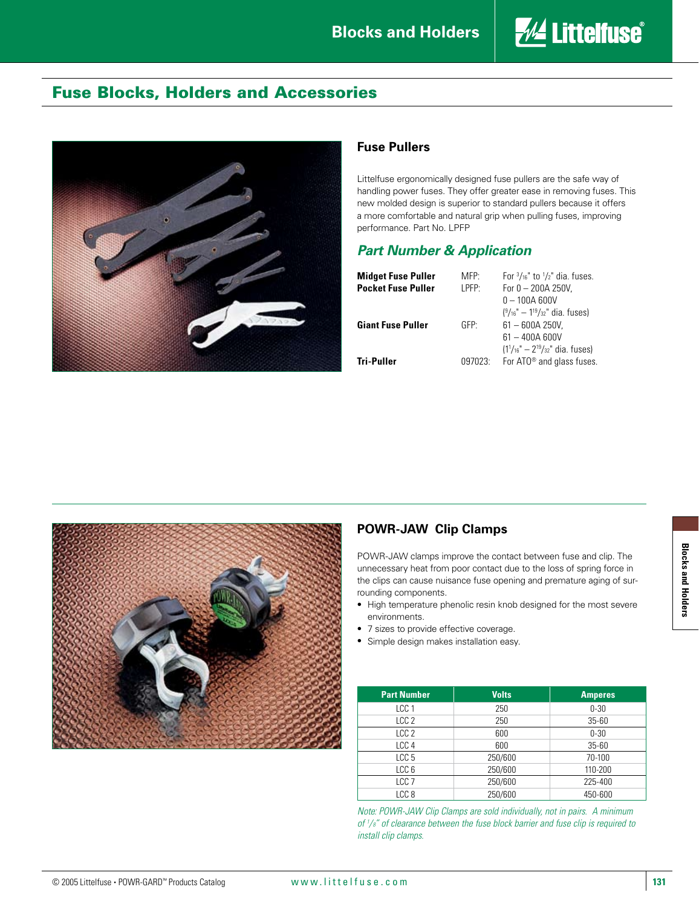# Fuse Blocks, Holders and Accessories

## Fuse Pullers

Littelfuse ergonomically designed fuse pullers are the safe way of handling power fuses. They offer greater ease in removing fuses. This new molded design is superior to standard pullers because it offers a more comfortable and natural grip when pulling fuses, improving performance. Part No. LPFP

### *Part Number & Application*

| | | |
|---|---|---|
| **Midget Fuse Puller** | MFP: | For 3/16" to 1/2" dia. fuses. |
| **Pocket Fuse Puller** | LPFP: | For 0 – 200A 250V, 0 – 100A 600V (9/16" – 1 19/32" dia. fuses) |
| **Giant Fuse Puller** | GFP: | 61 – 600A 250V, 61 – 400A 600V (1 1/16" – 2 19/32" dia. fuses) |
| **Tri-Puller** | 097023: | For ATO® and glass fuses. |

## POWR-JAW Clip Clamps

POWR-JAW clamps improve the contact between fuse and clip. The unnecessary heat from poor contact due to the loss of spring force in the clips can cause nuisance fuse opening and premature aging of surrounding components.

- High temperature phenolic resin knob designed for the most severe environments.
- 7 sizes to provide effective coverage.
- Simple design makes installation easy.

| Part Number | Volts | Amperes |
|---|---|---|
| LCC 1 | 250 | 0-30 |
| LCC 2 | 250 | 35-60 |
| LCC 2 | 600 | 0-30 |
| LCC 4 | 600 | 35-60 |
| LCC 5 | 250/600 | 70-100 |
| LCC 6 | 250/600 | 110-200 |
| LCC 7 | 250/600 | 225-400 |
| LCC 8 | 250/600 | 450-600 |

*Note: POWR-JAW Clip Clamps are sold individually, not in pairs. A minimum of 1/8" of clearance between the fuse block barrier and fuse clip is required to install clip clamps.*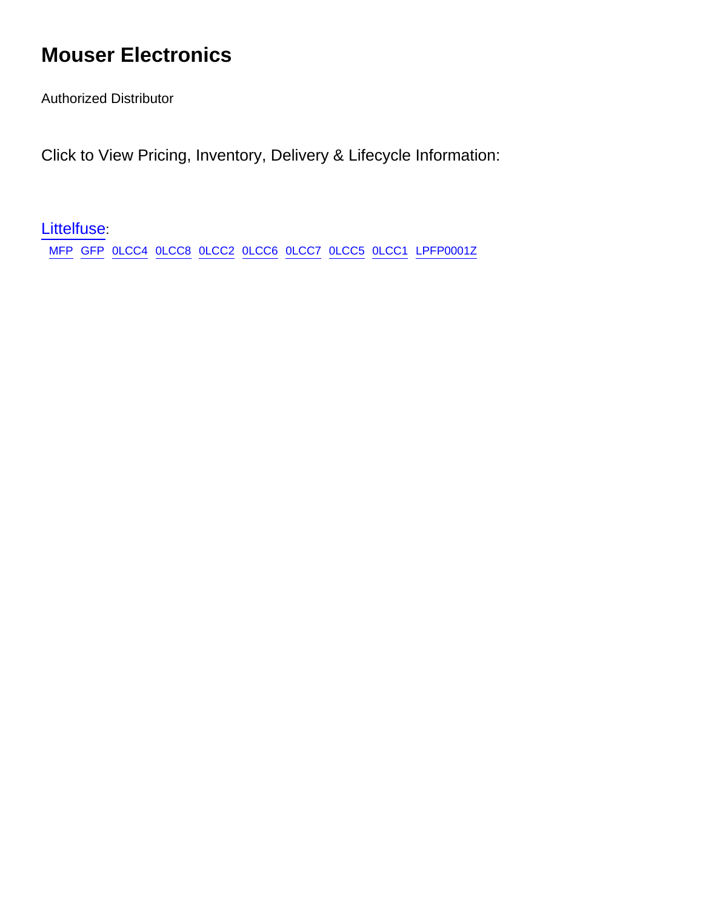# Mouser Electronics

Authorized Distributor

Click to View Pricing, Inventory, Delivery & Lifecycle Information:

Littelfuse:

MFP GFP 0LCC4 0LCC8 0LCC2 0LCC6 0LCC7 0LCC5 0LCC1 LPFP0001Z